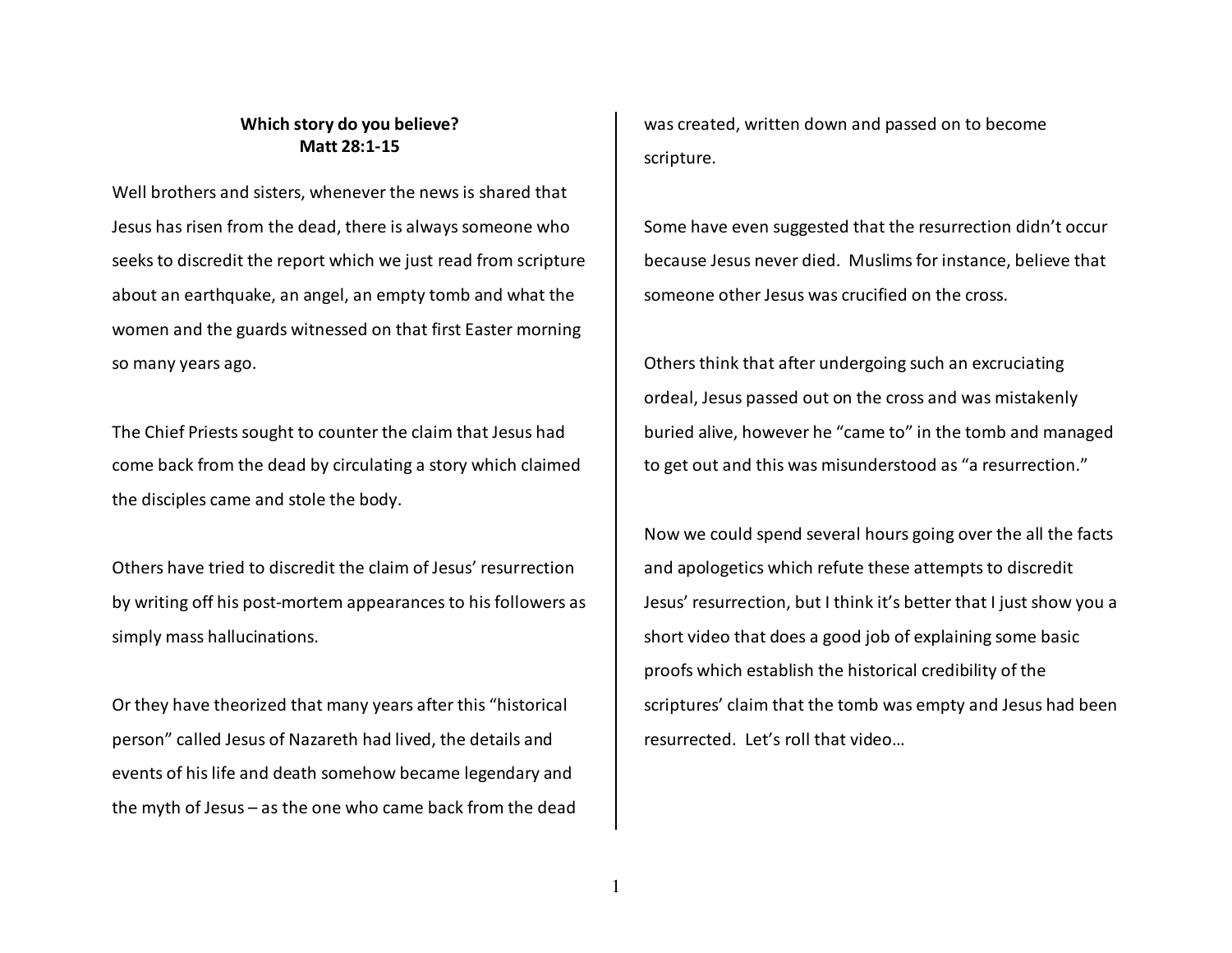**Which story do you believe?**
**Matt 28:1-15**

Well brothers and sisters, whenever the news is shared that Jesus has risen from the dead, there is always someone who seeks to discredit the report which we just read from scripture about an earthquake, an angel, an empty tomb and what the women and the guards witnessed on that first Easter morning so many years ago.

The Chief Priests sought to counter the claim that Jesus had come back from the dead by circulating a story which claimed the disciples came and stole the body.

Others have tried to discredit the claim of Jesus' resurrection by writing off his post-mortem appearances to his followers as simply mass hallucinations.

Or they have theorized that many years after this "historical person" called Jesus of Nazareth had lived, the details and events of his life and death somehow became legendary and the myth of Jesus – as the one who came back from the dead was created, written down and passed on to become scripture.

Some have even suggested that the resurrection didn't occur because Jesus never died. Muslims for instance, believe that someone other Jesus was crucified on the cross.

Others think that after undergoing such an excruciating ordeal, Jesus passed out on the cross and was mistakenly buried alive, however he "came to" in the tomb and managed to get out and this was misunderstood as "a resurrection."

Now we could spend several hours going over the all the facts and apologetics which refute these attempts to discredit Jesus' resurrection, but I think it's better that I just show you a short video that does a good job of explaining some basic proofs which establish the historical credibility of the scriptures' claim that the tomb was empty and Jesus had been resurrected. Let's roll that video…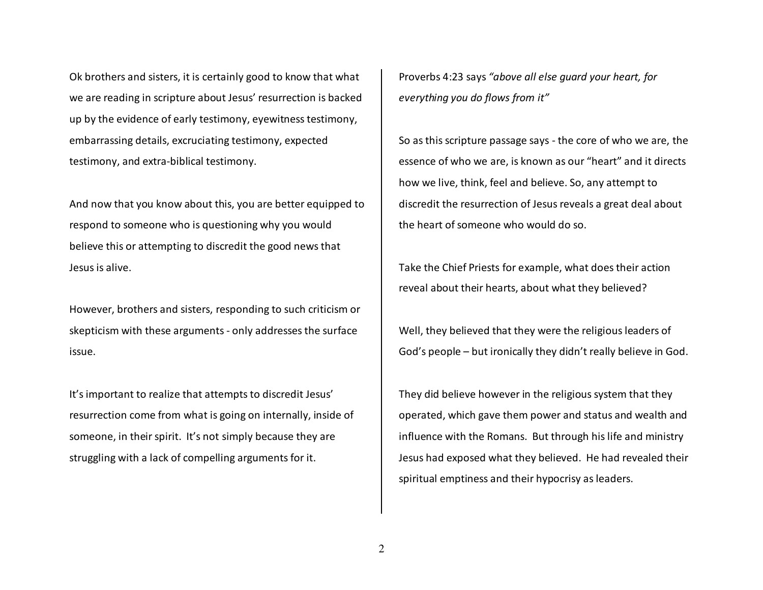Ok brothers and sisters, it is certainly good to know that what we are reading in scripture about Jesus' resurrection is backed up by the evidence of early testimony, eyewitness testimony, embarrassing details, excruciating testimony, expected testimony, and extra-biblical testimony.

And now that you know about this, you are better equipped to respond to someone who is questioning why you would believe this or attempting to discredit the good news that Jesus is alive.

However, brothers and sisters, responding to such criticism or skepticism with these arguments - only addresses the surface issue.

It's important to realize that attempts to discredit Jesus' resurrection come from what is going on internally, inside of someone, in their spirit. It's not simply because they are struggling with a lack of compelling arguments for it.

Proverbs 4:23 says *"above all else guard your heart, for everything you do flows from it"*

So as this scripture passage says - the core of who we are, the essence of who we are, is known as our "heart" and it directs how we live, think, feel and believe. So, any attempt to discredit the resurrection of Jesus reveals a great deal about the heart of someone who would do so.

Take the Chief Priests for example, what does their action reveal about their hearts, about what they believed?

Well, they believed that they were the religious leaders of God's people – but ironically they didn't really believe in God.

They did believe however in the religious system that they operated, which gave them power and status and wealth and influence with the Romans. But through his life and ministry Jesus had exposed what they believed. He had revealed their spiritual emptiness and their hypocrisy as leaders.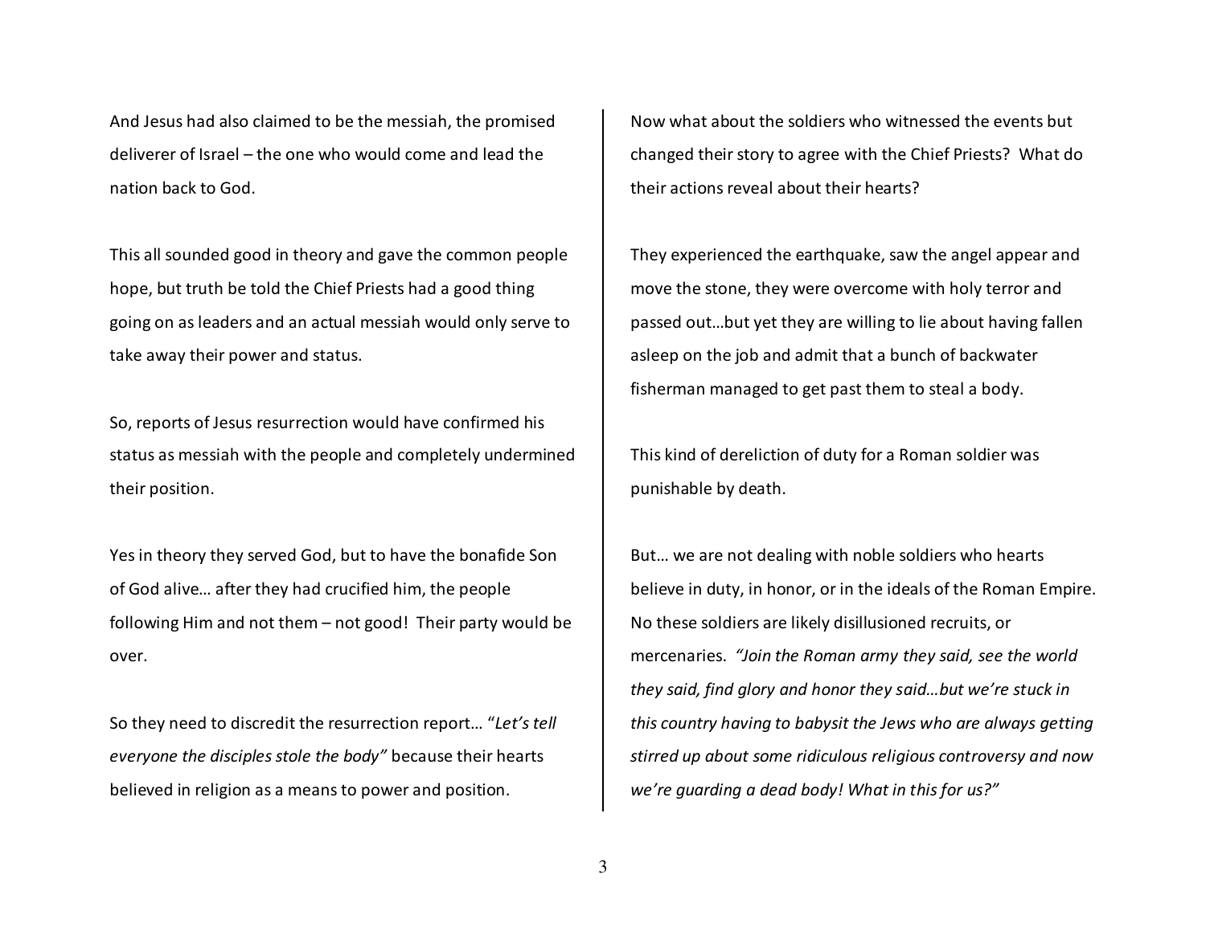And Jesus had also claimed to be the messiah, the promised deliverer of Israel – the one who would come and lead the nation back to God.

This all sounded good in theory and gave the common people hope, but truth be told the Chief Priests had a good thing going on as leaders and an actual messiah would only serve to take away their power and status.

So, reports of Jesus resurrection would have confirmed his status as messiah with the people and completely undermined their position.

Yes in theory they served God, but to have the bonafide Son of God alive… after they had crucified him, the people following Him and not them – not good! Their party would be over.

So they need to discredit the resurrection report… "*Let's tell everyone the disciples stole the body"* because their hearts believed in religion as a means to power and position.

Now what about the soldiers who witnessed the events but changed their story to agree with the Chief Priests? What do their actions reveal about their hearts?

They experienced the earthquake, saw the angel appear and move the stone, they were overcome with holy terror and passed out…but yet they are willing to lie about having fallen asleep on the job and admit that a bunch of backwater fisherman managed to get past them to steal a body.

This kind of dereliction of duty for a Roman soldier was punishable by death.

But… we are not dealing with noble soldiers who hearts believe in duty, in honor, or in the ideals of the Roman Empire. No these soldiers are likely disillusioned recruits, or mercenaries. *"Join the Roman army they said, see the world they said, find glory and honor they said…but we're stuck in this country having to babysit the Jews who are always getting stirred up about some ridiculous religious controversy and now we're guarding a dead body! What in this for us?"*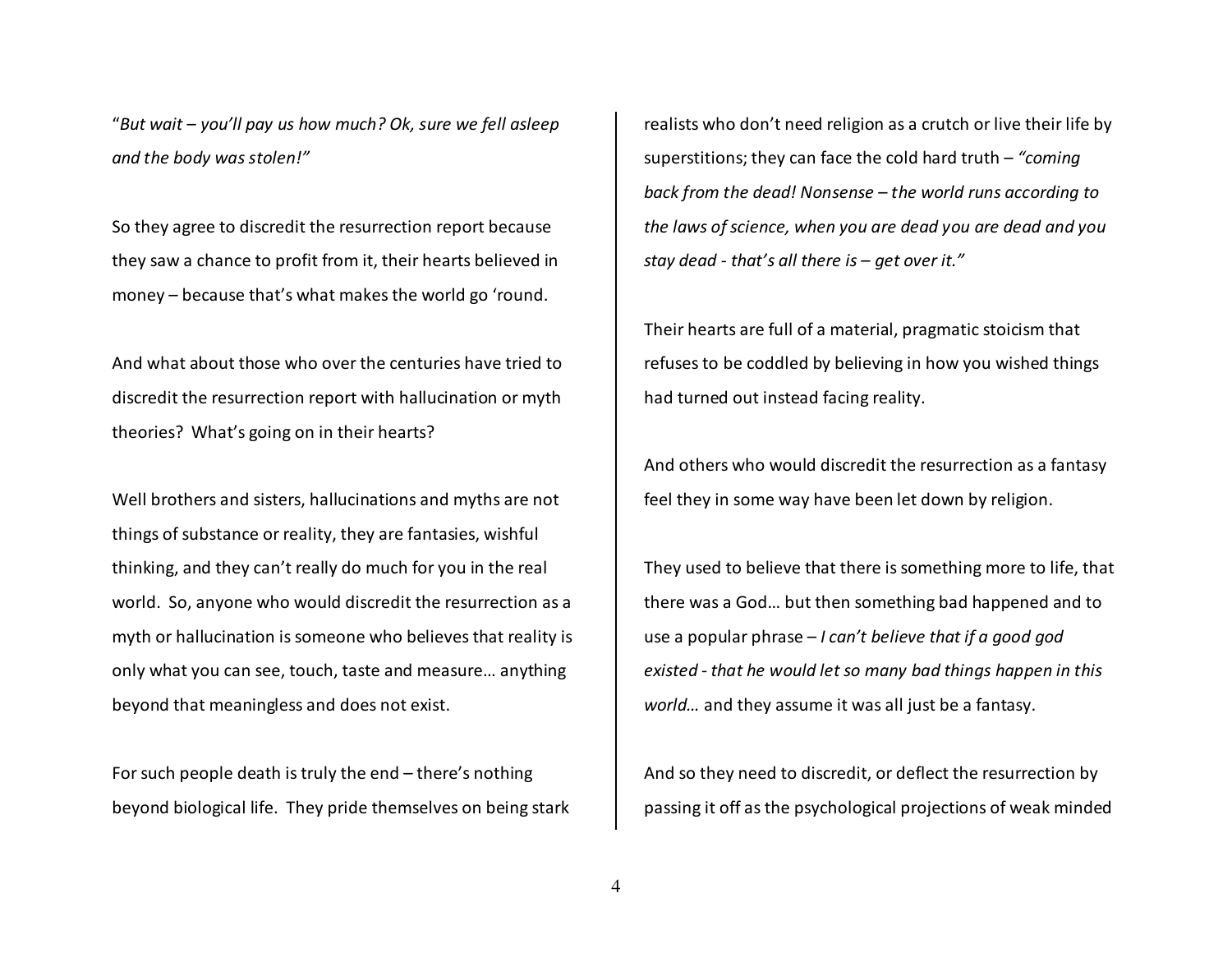"*But wait – you'll pay us how much? Ok, sure we fell asleep and the body was stolen!"*

So they agree to discredit the resurrection report because they saw a chance to profit from it, their hearts believed in money – because that's what makes the world go 'round.

And what about those who over the centuries have tried to discredit the resurrection report with hallucination or myth theories? What's going on in their hearts?

Well brothers and sisters, hallucinations and myths are not things of substance or reality, they are fantasies, wishful thinking, and they can't really do much for you in the real world. So, anyone who would discredit the resurrection as a myth or hallucination is someone who believes that reality is only what you can see, touch, taste and measure… anything beyond that meaningless and does not exist.

For such people death is truly the end – there's nothing beyond biological life. They pride themselves on being stark realists who don't need religion as a crutch or live their life by superstitions; they can face the cold hard truth – *"coming back from the dead! Nonsense – the world runs according to the laws of science, when you are dead you are dead and you stay dead - that's all there is – get over it."*

Their hearts are full of a material, pragmatic stoicism that refuses to be coddled by believing in how you wished things had turned out instead facing reality.

And others who would discredit the resurrection as a fantasy feel they in some way have been let down by religion.

They used to believe that there is something more to life, that there was a God… but then something bad happened and to use a popular phrase – *I can't believe that if a good god existed - that he would let so many bad things happen in this world…* and they assume it was all just be a fantasy.

And so they need to discredit, or deflect the resurrection by passing it off as the psychological projections of weak minded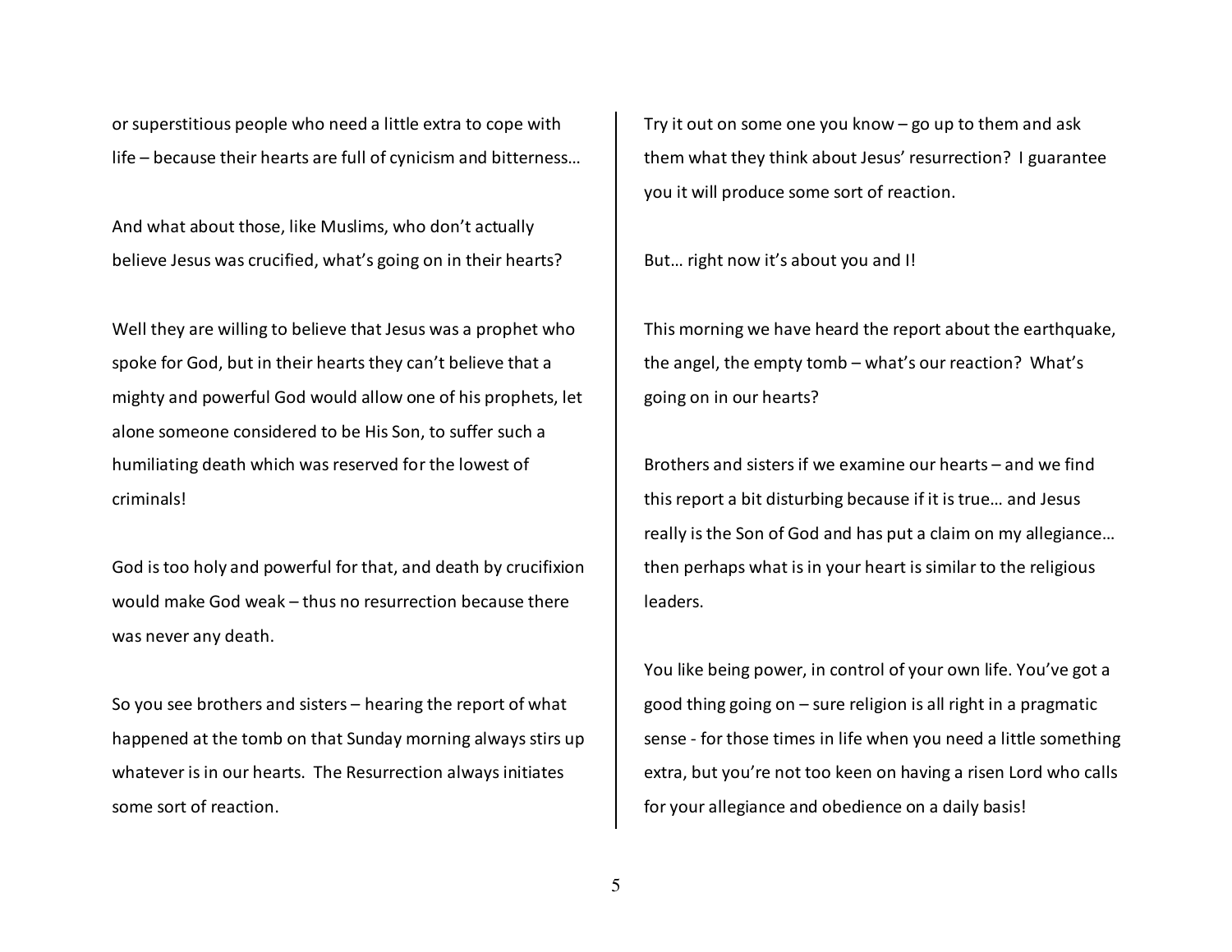or superstitious people who need a little extra to cope with life – because their hearts are full of cynicism and bitterness…

And what about those, like Muslims, who don't actually believe Jesus was crucified, what's going on in their hearts?

Well they are willing to believe that Jesus was a prophet who spoke for God, but in their hearts they can't believe that a mighty and powerful God would allow one of his prophets, let alone someone considered to be His Son, to suffer such a humiliating death which was reserved for the lowest of criminals!

God is too holy and powerful for that, and death by crucifixion would make God weak – thus no resurrection because there was never any death.

So you see brothers and sisters – hearing the report of what happened at the tomb on that Sunday morning always stirs up whatever is in our hearts. The Resurrection always initiates some sort of reaction.

Try it out on some one you know – go up to them and ask them what they think about Jesus' resurrection? I guarantee you it will produce some sort of reaction.

But… right now it's about you and I!

This morning we have heard the report about the earthquake, the angel, the empty tomb – what's our reaction? What's going on in our hearts?

Brothers and sisters if we examine our hearts – and we find this report a bit disturbing because if it is true… and Jesus really is the Son of God and has put a claim on my allegiance… then perhaps what is in your heart is similar to the religious leaders.

You like being power, in control of your own life. You've got a good thing going on – sure religion is all right in a pragmatic sense - for those times in life when you need a little something extra, but you're not too keen on having a risen Lord who calls for your allegiance and obedience on a daily basis!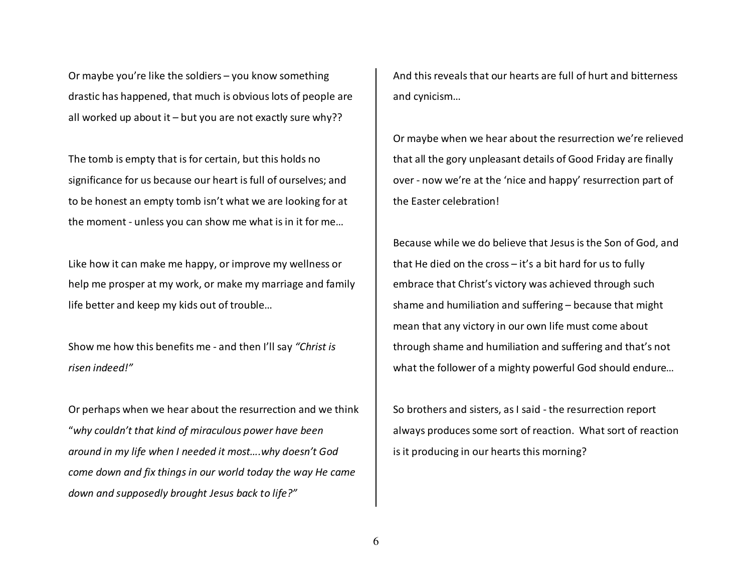Or maybe you're like the soldiers – you know something drastic has happened, that much is obvious lots of people are all worked up about it – but you are not exactly sure why??

The tomb is empty that is for certain, but this holds no significance for us because our heart is full of ourselves; and to be honest an empty tomb isn't what we are looking for at the moment - unless you can show me what is in it for me…

Like how it can make me happy, or improve my wellness or help me prosper at my work, or make my marriage and family life better and keep my kids out of trouble…

Show me how this benefits me - and then I'll say *"Christ is risen indeed!"*

Or perhaps when we hear about the resurrection and we think "*why couldn't that kind of miraculous power have been around in my life when I needed it most….why doesn't God come down and fix things in our world today the way He came down and supposedly brought Jesus back to life?"*

And this reveals that our hearts are full of hurt and bitterness and cynicism…

Or maybe when we hear about the resurrection we're relieved that all the gory unpleasant details of Good Friday are finally over - now we're at the 'nice and happy' resurrection part of the Easter celebration!

Because while we do believe that Jesus is the Son of God, and that He died on the cross – it's a bit hard for us to fully embrace that Christ's victory was achieved through such shame and humiliation and suffering – because that might mean that any victory in our own life must come about through shame and humiliation and suffering and that's not what the follower of a mighty powerful God should endure…

So brothers and sisters, as I said - the resurrection report always produces some sort of reaction. What sort of reaction is it producing in our hearts this morning?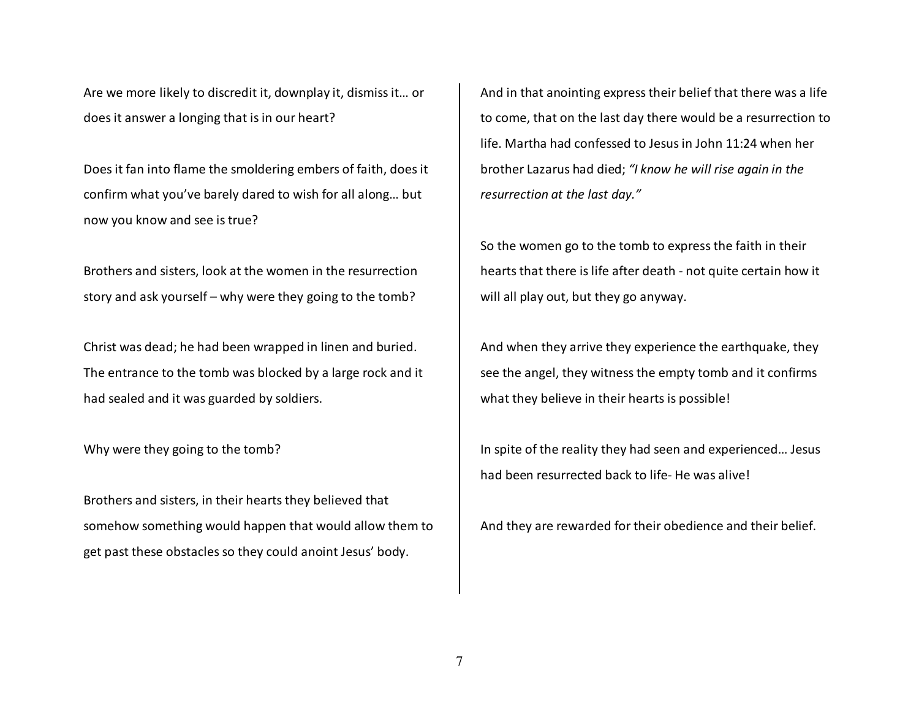Are we more likely to discredit it, downplay it, dismiss it… or does it answer a longing that is in our heart?

Does it fan into flame the smoldering embers of faith, does it confirm what you've barely dared to wish for all along… but now you know and see is true?

Brothers and sisters, look at the women in the resurrection story and ask yourself – why were they going to the tomb?

Christ was dead; he had been wrapped in linen and buried. The entrance to the tomb was blocked by a large rock and it had sealed and it was guarded by soldiers.

Why were they going to the tomb?

Brothers and sisters, in their hearts they believed that somehow something would happen that would allow them to get past these obstacles so they could anoint Jesus' body.

And in that anointing express their belief that there was a life to come, that on the last day there would be a resurrection to life. Martha had confessed to Jesus in John 11:24 when her brother Lazarus had died; *"I know he will rise again in the resurrection at the last day."*

So the women go to the tomb to express the faith in their hearts that there is life after death - not quite certain how it will all play out, but they go anyway.

And when they arrive they experience the earthquake, they see the angel, they witness the empty tomb and it confirms what they believe in their hearts is possible!

In spite of the reality they had seen and experienced… Jesus had been resurrected back to life- He was alive!

And they are rewarded for their obedience and their belief.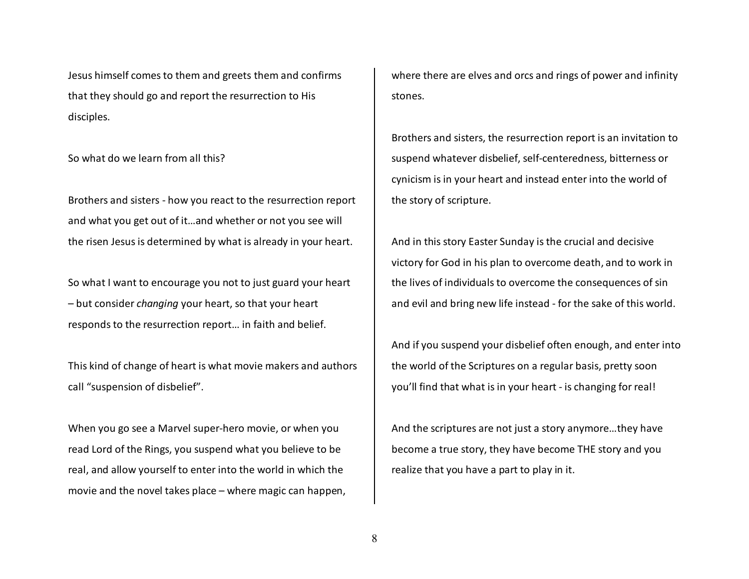Jesus himself comes to them and greets them and confirms that they should go and report the resurrection to His disciples.

So what do we learn from all this?

Brothers and sisters - how you react to the resurrection report and what you get out of it…and whether or not you see will the risen Jesus is determined by what is already in your heart.

So what I want to encourage you not to just guard your heart – but consider *changing* your heart, so that your heart responds to the resurrection report… in faith and belief.

This kind of change of heart is what movie makers and authors call "suspension of disbelief".

When you go see a Marvel super-hero movie, or when you read Lord of the Rings, you suspend what you believe to be real, and allow yourself to enter into the world in which the movie and the novel takes place – where magic can happen, where there are elves and orcs and rings of power and infinity stones.

Brothers and sisters, the resurrection report is an invitation to suspend whatever disbelief, self-centeredness, bitterness or cynicism is in your heart and instead enter into the world of the story of scripture.

And in this story Easter Sunday is the crucial and decisive victory for God in his plan to overcome death, and to work in the lives of individuals to overcome the consequences of sin and evil and bring new life instead - for the sake of this world.

And if you suspend your disbelief often enough, and enter into the world of the Scriptures on a regular basis, pretty soon you'll find that what is in your heart - is changing for real!

And the scriptures are not just a story anymore…they have become a true story, they have become THE story and you realize that you have a part to play in it.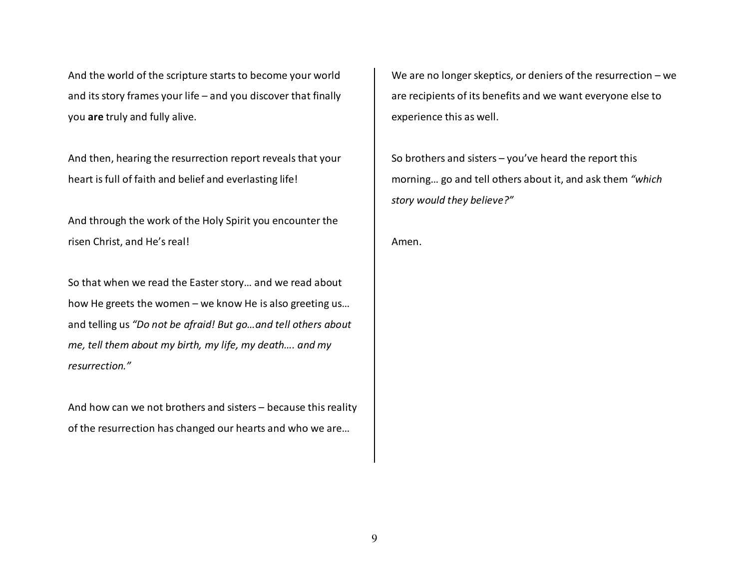And the world of the scripture starts to become your world and its story frames your life – and you discover that finally you **are** truly and fully alive.

And then, hearing the resurrection report reveals that your heart is full of faith and belief and everlasting life!

And through the work of the Holy Spirit you encounter the risen Christ, and He's real!

So that when we read the Easter story… and we read about how He greets the women – we know He is also greeting us… and telling us *"Do not be afraid! But go…and tell others about me, tell them about my birth, my life, my death…. and my resurrection."*

And how can we not brothers and sisters – because this reality of the resurrection has changed our hearts and who we are…

We are no longer skeptics, or deniers of the resurrection – we are recipients of its benefits and we want everyone else to experience this as well.

So brothers and sisters – you've heard the report this morning… go and tell others about it, and ask them *"which story would they believe?"*

Amen.